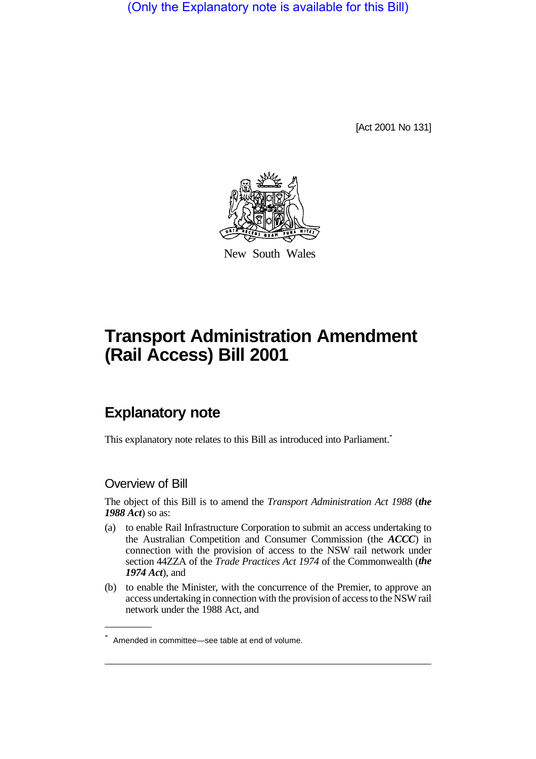(Only the Explanatory note is available for this Bill)

[Act 2001 No 131]

New South Wales

# Transport Administration Amendment (Rail Access) Bill 2001

## Explanatory note

This explanatory note relates to this Bill as introduced into Parliament.*

### Overview of Bill

The object of this Bill is to amend the *Transport Administration Act 1988* (***the 1988 Act***) so as:

(a) to enable Rail Infrastructure Corporation to submit an access undertaking to the Australian Competition and Consumer Commission (the ***ACCC***) in connection with the provision of access to the NSW rail network under section 44ZZA of the *Trade Practices Act 1974* of the Commonwealth (***the 1974 Act***), and

(b) to enable the Minister, with the concurrence of the Premier, to approve an access undertaking in connection with the provision of access to the NSW rail network under the 1988 Act, and

---

* Amended in committee—see table at end of volume.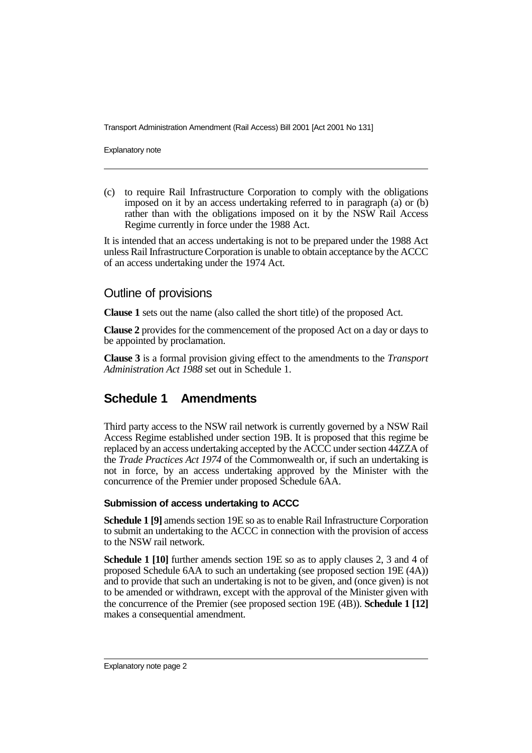(c) to require Rail Infrastructure Corporation to comply with the obligations imposed on it by an access undertaking referred to in paragraph (a) or (b) rather than with the obligations imposed on it by the NSW Rail Access Regime currently in force under the 1988 Act.

It is intended that an access undertaking is not to be prepared under the 1988 Act unless Rail Infrastructure Corporation is unable to obtain acceptance by the ACCC of an access undertaking under the 1974 Act.

## Outline of provisions

**Clause 1** sets out the name (also called the short title) of the proposed Act.

**Clause 2** provides for the commencement of the proposed Act on a day or days to be appointed by proclamation.

**Clause 3** is a formal provision giving effect to the amendments to the *Transport Administration Act 1988* set out in Schedule 1.

## Schedule 1 Amendments

Third party access to the NSW rail network is currently governed by a NSW Rail Access Regime established under section 19B. It is proposed that this regime be replaced by an access undertaking accepted by the ACCC under section 44ZZA of the *Trade Practices Act 1974* of the Commonwealth or, if such an undertaking is not in force, by an access undertaking approved by the Minister with the concurrence of the Premier under proposed Schedule 6AA.

### Submission of access undertaking to ACCC

**Schedule 1 [9]** amends section 19E so as to enable Rail Infrastructure Corporation to submit an undertaking to the ACCC in connection with the provision of access to the NSW rail network.

**Schedule 1 [10]** further amends section 19E so as to apply clauses 2, 3 and 4 of proposed Schedule 6AA to such an undertaking (see proposed section 19E (4A)) and to provide that such an undertaking is not to be given, and (once given) is not to be amended or withdrawn, except with the approval of the Minister given with the concurrence of the Premier (see proposed section 19E (4B)). **Schedule 1 [12]** makes a consequential amendment.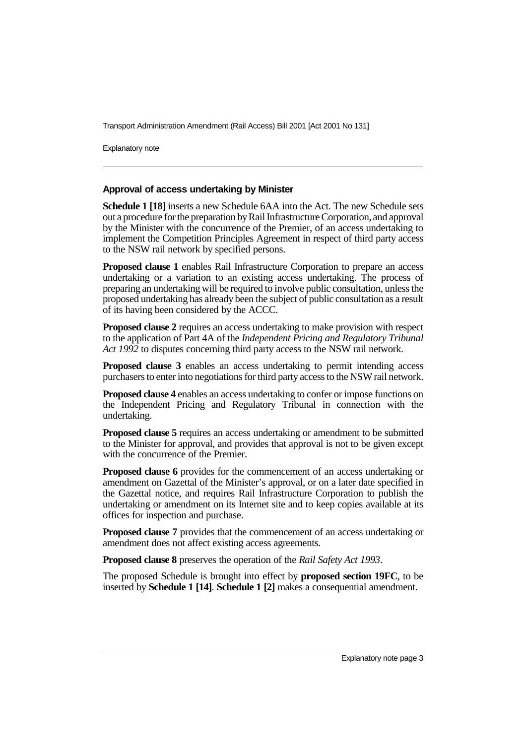### Approval of access undertaking by Minister

**Schedule 1 [18]** inserts a new Schedule 6AA into the Act. The new Schedule sets out a procedure for the preparation by Rail Infrastructure Corporation, and approval by the Minister with the concurrence of the Premier, of an access undertaking to implement the Competition Principles Agreement in respect of third party access to the NSW rail network by specified persons.

**Proposed clause 1** enables Rail Infrastructure Corporation to prepare an access undertaking or a variation to an existing access undertaking. The process of preparing an undertaking will be required to involve public consultation, unless the proposed undertaking has already been the subject of public consultation as a result of its having been considered by the ACCC.

**Proposed clause 2** requires an access undertaking to make provision with respect to the application of Part 4A of the *Independent Pricing and Regulatory Tribunal Act 1992* to disputes concerning third party access to the NSW rail network.

**Proposed clause 3** enables an access undertaking to permit intending access purchasers to enter into negotiations for third party access to the NSW rail network.

**Proposed clause 4** enables an access undertaking to confer or impose functions on the Independent Pricing and Regulatory Tribunal in connection with the undertaking.

**Proposed clause 5** requires an access undertaking or amendment to be submitted to the Minister for approval, and provides that approval is not to be given except with the concurrence of the Premier.

**Proposed clause 6** provides for the commencement of an access undertaking or amendment on Gazettal of the Minister's approval, or on a later date specified in the Gazettal notice, and requires Rail Infrastructure Corporation to publish the undertaking or amendment on its Internet site and to keep copies available at its offices for inspection and purchase.

**Proposed clause 7** provides that the commencement of an access undertaking or amendment does not affect existing access agreements.

**Proposed clause 8** preserves the operation of the *Rail Safety Act 1993*.

The proposed Schedule is brought into effect by **proposed section 19FC**, to be inserted by **Schedule 1 [14]**. **Schedule 1 [2]** makes a consequential amendment.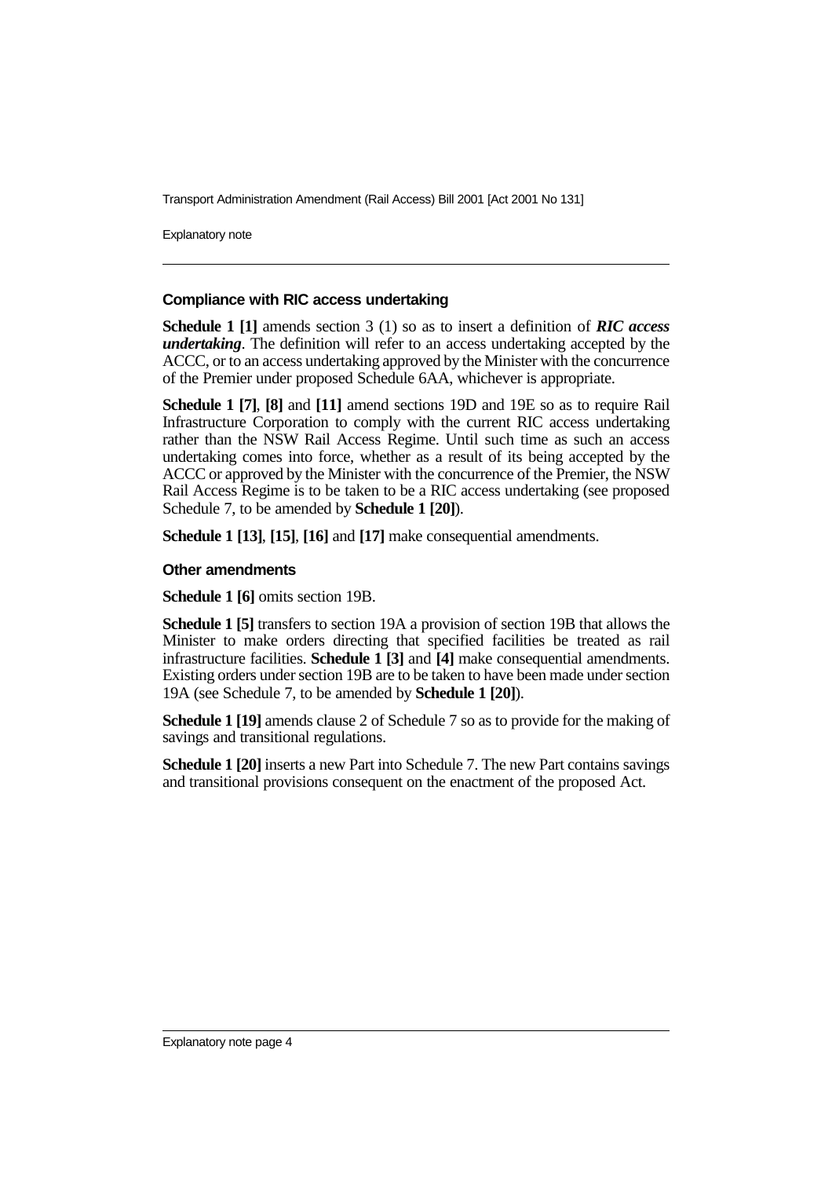### Compliance with RIC access undertaking

**Schedule 1 [1]** amends section 3 (1) so as to insert a definition of ***RIC access undertaking***. The definition will refer to an access undertaking accepted by the ACCC, or to an access undertaking approved by the Minister with the concurrence of the Premier under proposed Schedule 6AA, whichever is appropriate.

**Schedule 1 [7]**, **[8]** and **[11]** amend sections 19D and 19E so as to require Rail Infrastructure Corporation to comply with the current RIC access undertaking rather than the NSW Rail Access Regime. Until such time as such an access undertaking comes into force, whether as a result of its being accepted by the ACCC or approved by the Minister with the concurrence of the Premier, the NSW Rail Access Regime is to be taken to be a RIC access undertaking (see proposed Schedule 7, to be amended by **Schedule 1 [20]**).

**Schedule 1 [13]**, **[15]**, **[16]** and **[17]** make consequential amendments.

### Other amendments

**Schedule 1 [6]** omits section 19B.

**Schedule 1 [5]** transfers to section 19A a provision of section 19B that allows the Minister to make orders directing that specified facilities be treated as rail infrastructure facilities. **Schedule 1 [3]** and **[4]** make consequential amendments. Existing orders under section 19B are to be taken to have been made under section 19A (see Schedule 7, to be amended by **Schedule 1 [20]**).

**Schedule 1 [19]** amends clause 2 of Schedule 7 so as to provide for the making of savings and transitional regulations.

**Schedule 1 [20]** inserts a new Part into Schedule 7. The new Part contains savings and transitional provisions consequent on the enactment of the proposed Act.